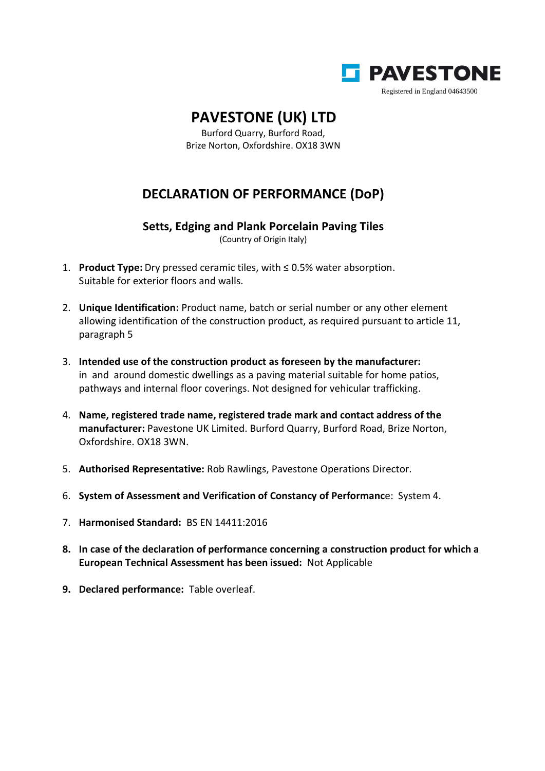PAVESTONE

Registered in England 04643500

# PAVESTONE (UK) LTD

Burford Quarry, Burford Road,
Brize Norton, Oxfordshire. OX18 3WN

## DECLARATION OF PERFORMANCE (DoP)

### Setts, Edging and Plank Porcelain Paving Tiles

(Country of Origin Italy)

1. **Product Type:** Dry pressed ceramic tiles, with ≤ 0.5% water absorption. Suitable for exterior floors and walls.

2. **Unique Identification:** Product name, batch or serial number or any other element allowing identification of the construction product, as required pursuant to article 11, paragraph 5

3. **Intended use of the construction product as foreseen by the manufacturer:** in and around domestic dwellings as a paving material suitable for home patios, pathways and internal floor coverings. Not designed for vehicular trafficking.

4. **Name, registered trade name, registered trade mark and contact address of the manufacturer:** Pavestone UK Limited. Burford Quarry, Burford Road, Brize Norton, Oxfordshire. OX18 3WN.

5. **Authorised Representative:** Rob Rawlings, Pavestone Operations Director.

6. **System of Assessment and Verification of Constancy of Performanc**e: System 4.

7. **Harmonised Standard:** BS EN 14411:2016

8. **In case of the declaration of performance concerning a construction product for which a European Technical Assessment has been issued:** Not Applicable

9. **Declared performance:** Table overleaf.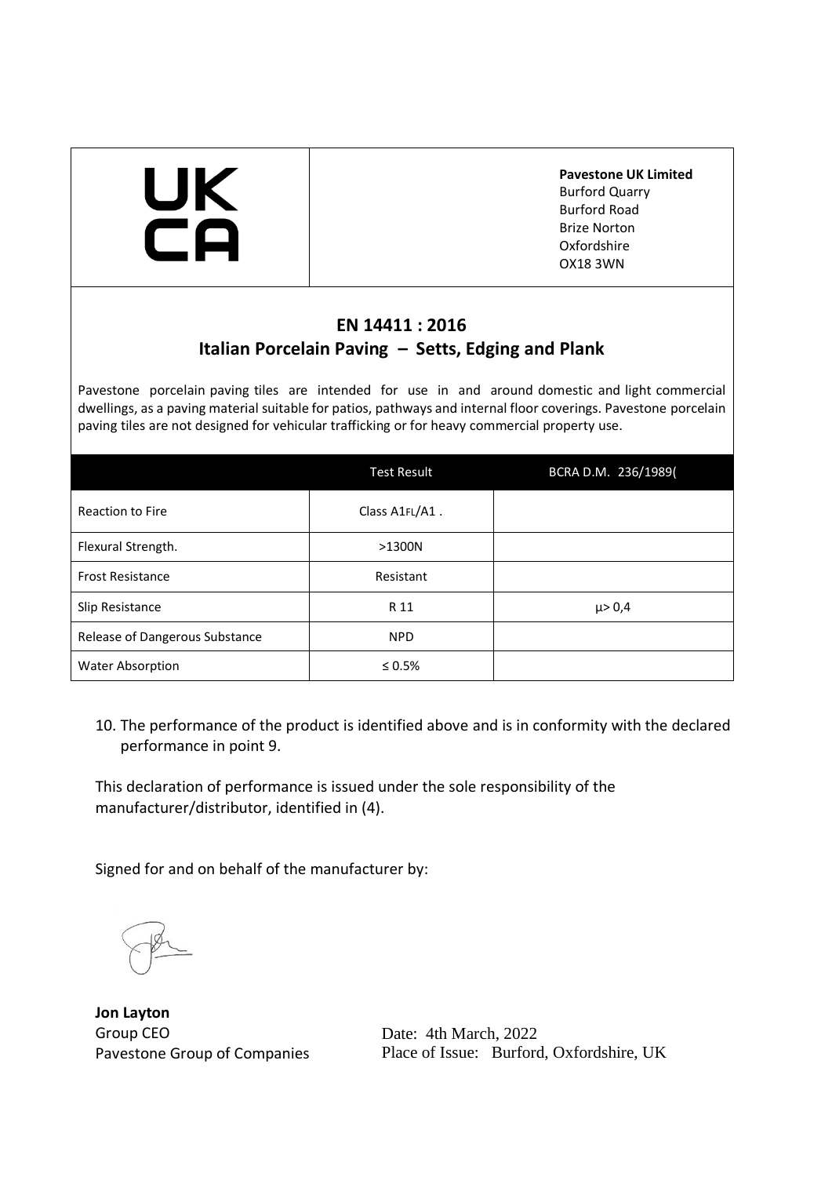UK
CA

**Pavestone UK Limited**
Burford Quarry
Burford Road
Brize Norton
Oxfordshire
OX18 3WN

## EN 14411 : 2016
## Italian Porcelain Paving – Setts, Edging and Plank

Pavestone porcelain paving tiles are intended for use in and around domestic and light commercial dwellings, as a paving material suitable for patios, pathways and internal floor coverings. Pavestone porcelain paving tiles are not designed for vehicular trafficking or for heavy commercial property use.

| | Test Result | BCRA D.M. 236/1989( |
|---|---|---|
| Reaction to Fire | Class $A1_{FL}$/A1 . | |
| Flexural Strength. | >1300N | |
| Frost Resistance | Resistant | |
| Slip Resistance | R 11 | µ> 0,4 |
| Release of Dangerous Substance | NPD | |
| Water Absorption | ≤ 0.5% | |

10. The performance of the product is identified above and is in conformity with the declared performance in point 9.

This declaration of performance is issued under the sole responsibility of the manufacturer/distributor, identified in (4).

Signed for and on behalf of the manufacturer by:

**Jon Layton**
Group CEO
Pavestone Group of Companies

Date: 4th March, 2022
Place of Issue: Burford, Oxfordshire, UK